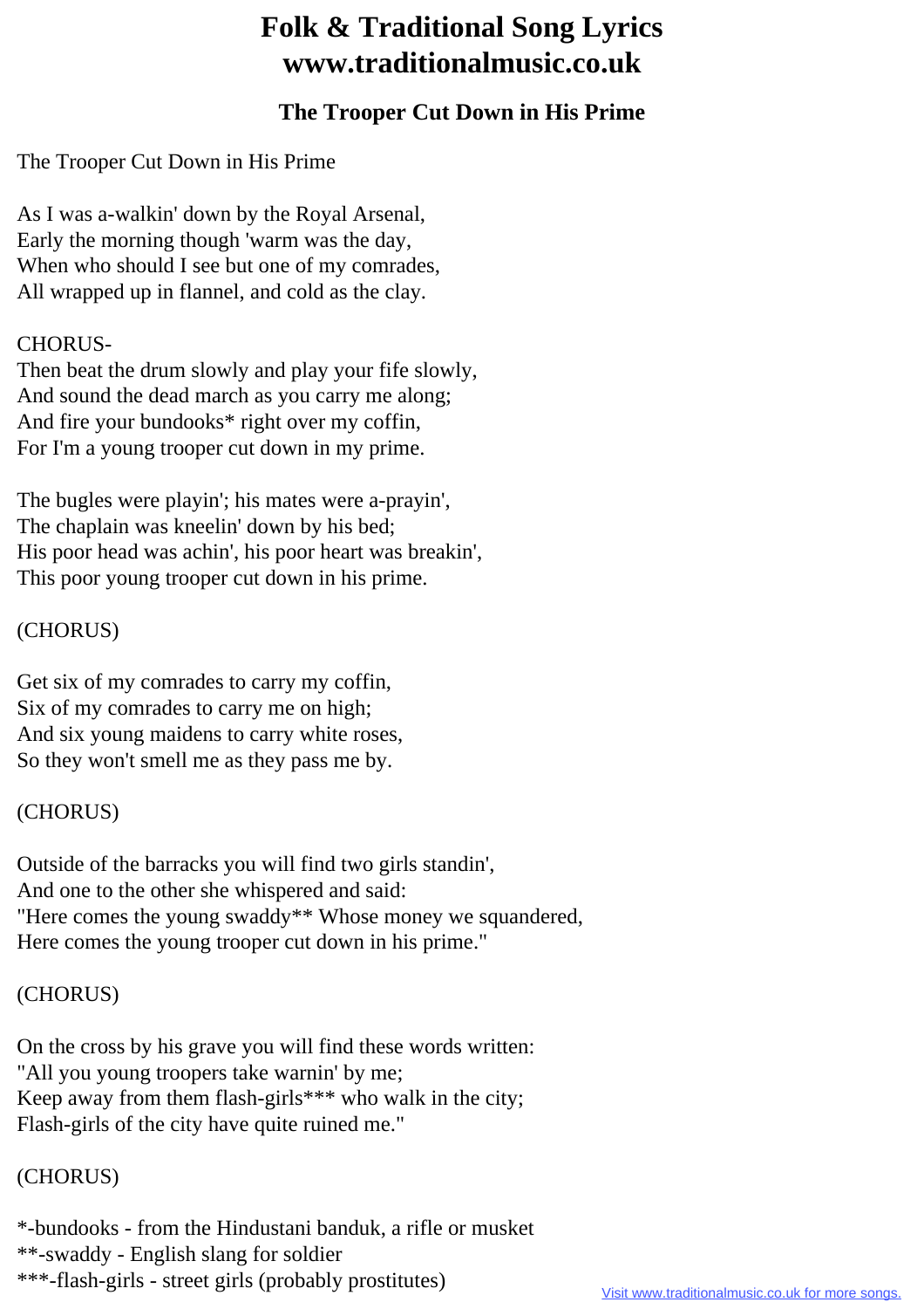# Folk & Traditional Song Lyrics
# www.traditionalmusic.co.uk

## The Trooper Cut Down in His Prime

The Trooper Cut Down in His Prime

As I was a-walkin' down by the Royal Arsenal,
Early the morning though 'warm was the day,
When who should I see but one of my comrades,
All wrapped up in flannel, and cold as the clay.

CHORUS-
Then beat the drum slowly and play your fife slowly,
And sound the dead march as you carry me along;
And fire your bundooks* right over my coffin,
For I'm a young trooper cut down in my prime.

The bugles were playin'; his mates were a-prayin',
The chaplain was kneelin' down by his bed;
His poor head was achin', his poor heart was breakin',
This poor young trooper cut down in his prime.

(CHORUS)

Get six of my comrades to carry my coffin,
Six of my comrades to carry me on high;
And six young maidens to carry white roses,
So they won't smell me as they pass me by.

(CHORUS)

Outside of the barracks you will find two girls standin',
And one to the other she whispered and said:
"Here comes the young swaddy** Whose money we squandered,
Here comes the young trooper cut down in his prime."

(CHORUS)

On the cross by his grave you will find these words written:
"All you young troopers take warnin' by me;
Keep away from them flash-girls*** who walk in the city;
Flash-girls of the city have quite ruined me."

(CHORUS)

*-bundooks - from the Hindustani banduk, a rifle or musket
**-swaddy - English slang for soldier
***-flash-girls - street girls (probably prostitutes)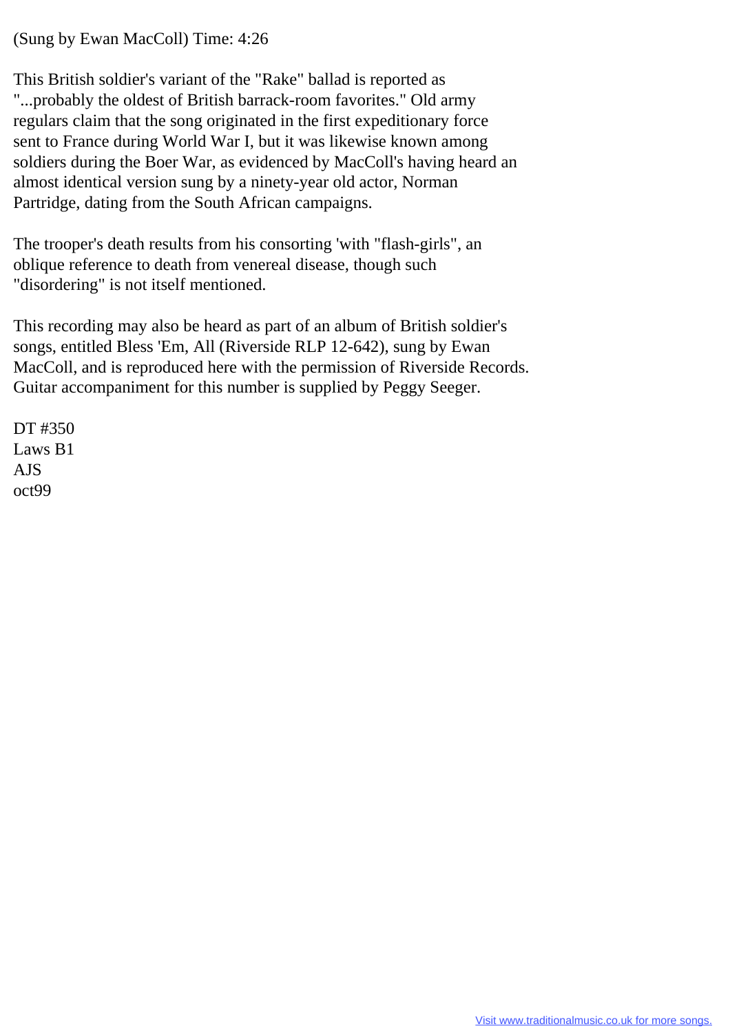(Sung by Ewan MacColl) Time: 4:26

This British soldier's variant of the "Rake" ballad is reported as "...probably the oldest of British barrack-room favorites." Old army regulars claim that the song originated in the first expeditionary force sent to France during World War I, but it was likewise known among soldiers during the Boer War, as evidenced by MacColl's having heard an almost identical version sung by a ninety-year old actor, Norman Partridge, dating from the South African campaigns.

The trooper's death results from his consorting 'with "flash-girls", an oblique reference to death from venereal disease, though such "disordering" is not itself mentioned.

This recording may also be heard as part of an album of British soldier's songs, entitled Bless 'Em, All (Riverside RLP 12-642), sung by Ewan MacColl, and is reproduced here with the permission of Riverside Records. Guitar accompaniment for this number is supplied by Peggy Seeger.

DT #350
Laws B1
AJS
oct99